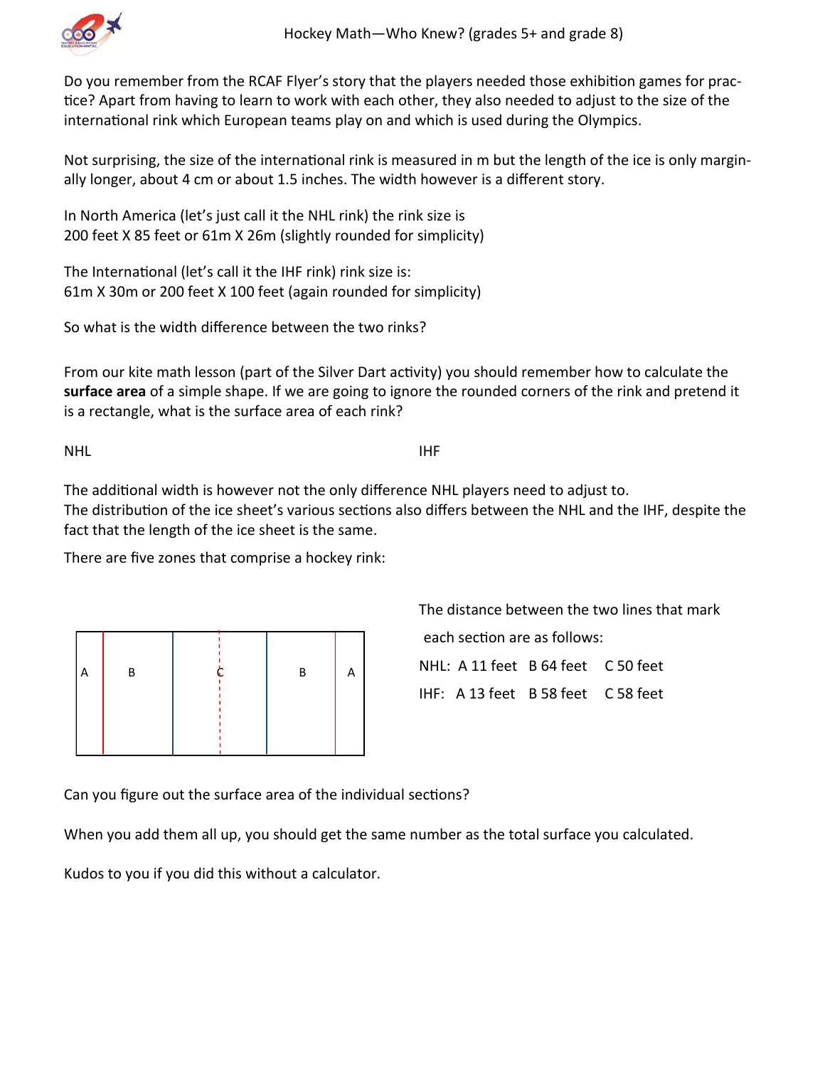# Hockey Math—Who Knew? (grades 5+ and grade 8)

Do you remember from the RCAF Flyer's story that the players needed those exhibition games for practice? Apart from having to learn to work with each other, they also needed to adjust to the size of the international rink which European teams play on and which is used during the Olympics.

Not surprising, the size of the international rink is measured in m but the length of the ice is only marginally longer, about 4 cm or about 1.5 inches. The width however is a different story.

In North America (let's just call it the NHL rink) the rink size is
200 feet X 85 feet or 61m X 26m (slightly rounded for simplicity)

The International (let's call it the IHF rink) rink size is:
61m X 30m or 200 feet X 100 feet (again rounded for simplicity)

So what is the width difference between the two rinks?

From our kite math lesson (part of the Silver Dart activity) you should remember how to calculate the **surface area** of a simple shape. If we are going to ignore the rounded corners of the rink and pretend it is a rectangle, what is the surface area of each rink?

NHL                                                  IHF

The additional width is however not the only difference NHL players need to adjust to.
The distribution of the ice sheet's various sections also differs between the NHL and the IHF, despite the fact that the length of the ice sheet is the same.

There are five zones that comprise a hockey rink:

| A | B | C | B | A |
|---|---|---|---|---|

The distance between the two lines that mark each section are as follows:

NHL: A 11 feet  B 64 feet  C 50 feet

IHF: A 13 feet  B 58 feet  C 58 feet

Can you figure out the surface area of the individual sections?

When you add them all up, you should get the same number as the total surface you calculated.

Kudos to you if you did this without a calculator.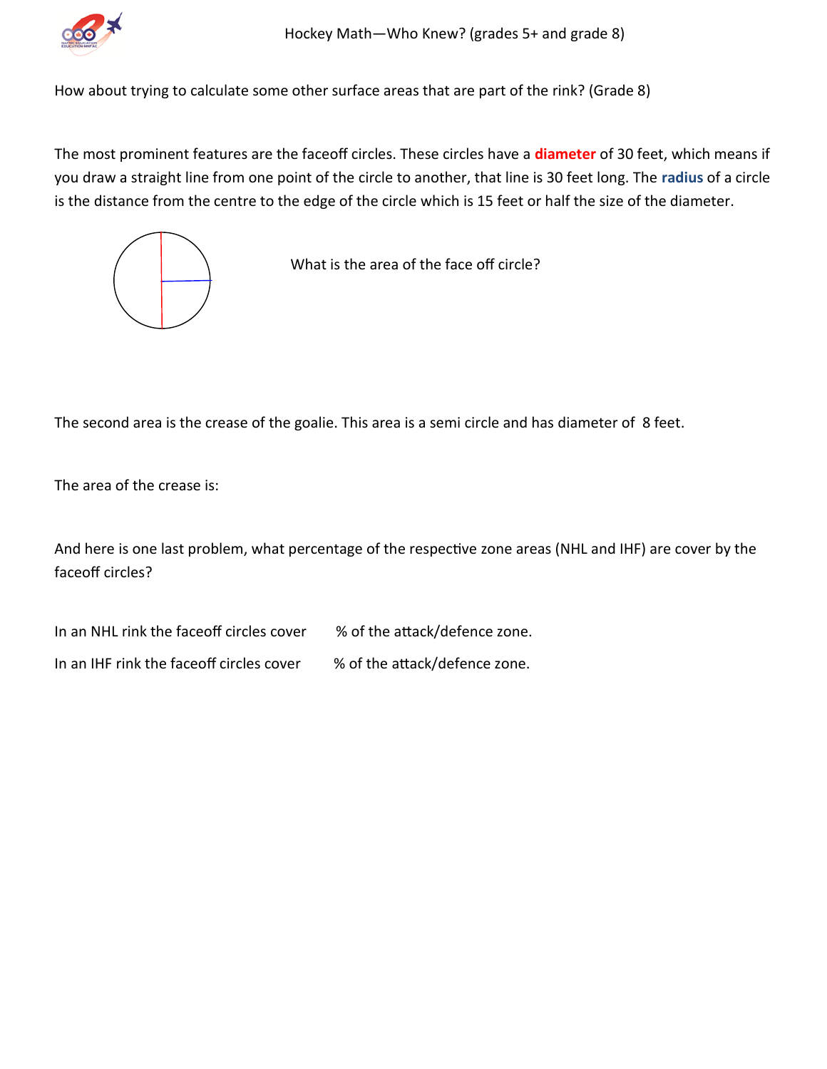How about trying to calculate some other surface areas that are part of the rink? (Grade 8)

The most prominent features are the faceoff circles. These circles have a **diameter** of 30 feet, which means if you draw a straight line from one point of the circle to another, that line is 30 feet long. The **radius** of a circle is the distance from the centre to the edge of the circle which is 15 feet or half the size of the diameter.

What is the area of the face off circle?

The second area is the crease of the goalie. This area is a semi circle and has diameter of 8 feet.

The area of the crease is:

And here is one last problem, what percentage of the respective zone areas (NHL and IHF) are cover by the faceoff circles?

In an NHL rink the faceoff circles cover % of the attack/defence zone.

In an IHF rink the faceoff circles cover % of the attack/defence zone.